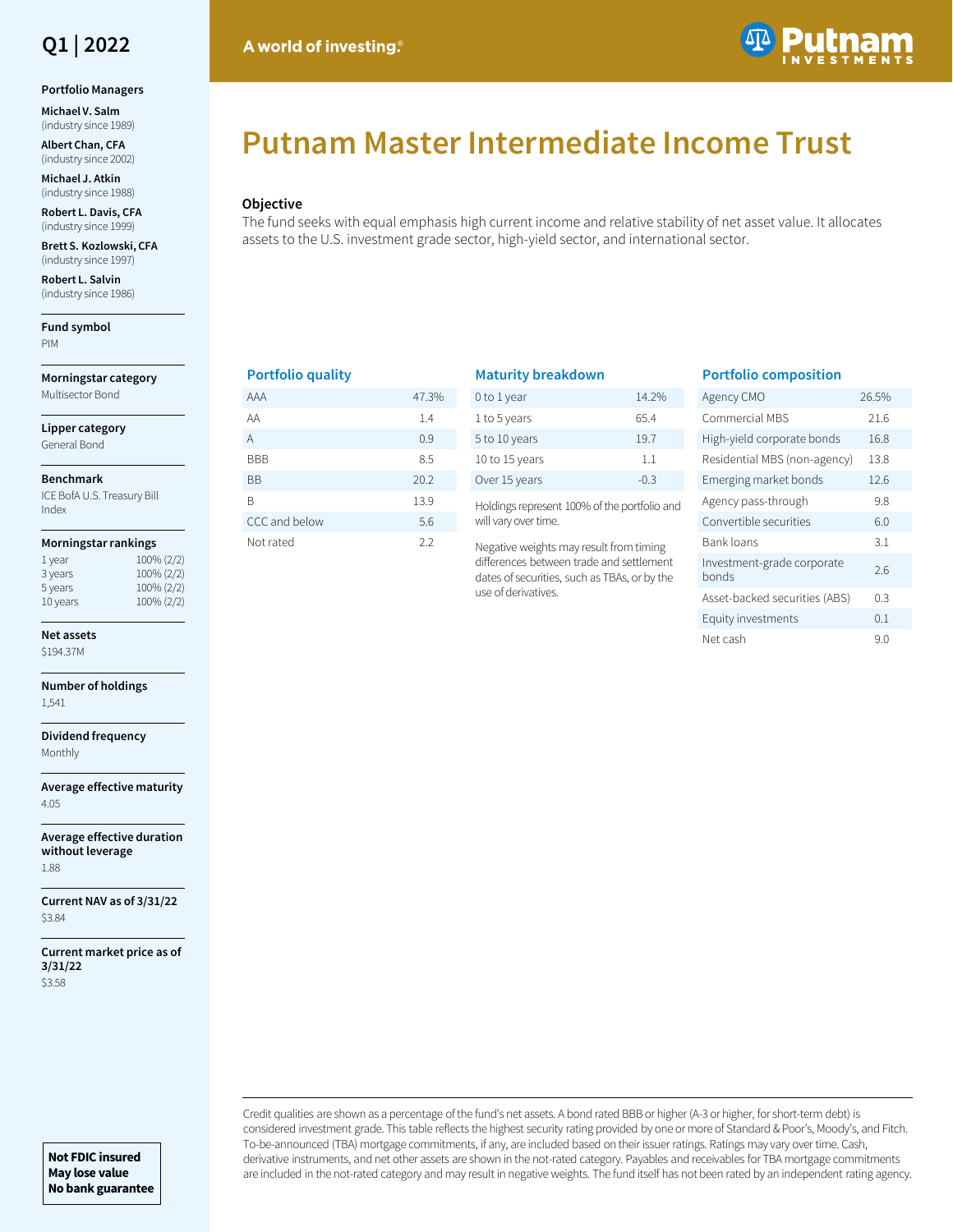Q1 | 2022

A world of investing.®

# Putnam Master Intermediate Income Trust

## Objective

The fund seeks with equal emphasis high current income and relative stability of net asset value. It allocates assets to the U.S. investment grade sector, high-yield sector, and international sector.

**Portfolio Managers**

**Michael V. Salm** (industry since 1989)

**Albert Chan, CFA** (industry since 2002)

**Michael J. Atkin** (industry since 1988)

**Robert L. Davis, CFA** (industry since 1999)

**Brett S. Kozlowski, CFA** (industry since 1997)

**Robert L. Salvin** (industry since 1986)

**Fund symbol**
PIM

**Morningstar category**
Multisector Bond

**Lipper category**
General Bond

**Benchmark**
ICE BofA U.S. Treasury Bill Index

**Morningstar rankings**

| | |
|---|---|
| 1 year | 100% (2/2) |
| 3 years | 100% (2/2) |
| 5 years | 100% (2/2) |
| 10 years | 100% (2/2) |

**Net assets**
$194.37M

**Number of holdings**
1,541

**Dividend frequency**
Monthly

**Average effective maturity**
4.05

**Average effective duration without leverage**
1.88

**Current NAV as of 3/31/22**
$3.84

**Current market price as of 3/31/22**
$3.58

### Portfolio quality

| Rating | % |
|---|---|
| AAA | 47.3% |
| AA | 1.4 |
| A | 0.9 |
| BBB | 8.5 |
| BB | 20.2 |
| B | 13.9 |
| CCC and below | 5.6 |
| Not rated | 2.2 |

### Maturity breakdown

| Maturity | % |
|---|---|
| 0 to 1 year | 14.2% |
| 1 to 5 years | 65.4 |
| 5 to 10 years | 19.7 |
| 10 to 15 years | 1.1 |
| Over 15 years | -0.3 |

Holdings represent 100% of the portfolio and will vary over time.

Negative weights may result from timing differences between trade and settlement dates of securities, such as TBAs, or by the use of derivatives.

### Portfolio composition

| Sector | % |
|---|---|
| Agency CMO | 26.5% |
| Commercial MBS | 21.6 |
| High-yield corporate bonds | 16.8 |
| Residential MBS (non-agency) | 13.8 |
| Emerging market bonds | 12.6 |
| Agency pass-through | 9.8 |
| Convertible securities | 6.0 |
| Bank loans | 3.1 |
| Investment-grade corporate bonds | 2.6 |
| Asset-backed securities (ABS) | 0.3 |
| Equity investments | 0.1 |
| Net cash | 9.0 |

Credit qualities are shown as a percentage of the fund's net assets. A bond rated BBB or higher (A-3 or higher, for short-term debt) is considered investment grade. This table reflects the highest security rating provided by one or more of Standard & Poor's, Moody's, and Fitch. To-be-announced (TBA) mortgage commitments, if any, are included based on their issuer ratings. Ratings may vary over time. Cash, derivative instruments, and net other assets are shown in the not-rated category. Payables and receivables for TBA mortgage commitments are included in the not-rated category and may result in negative weights. The fund itself has not been rated by an independent rating agency.

**Not FDIC insured**
**May lose value**
**No bank guarantee**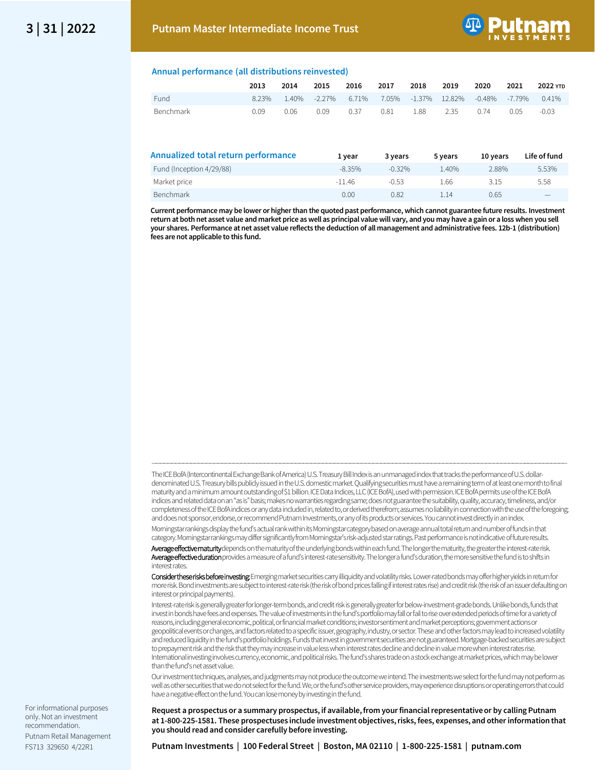## Annual performance (all distributions reinvested)

| | 2013 | 2014 | 2015 | 2016 | 2017 | 2018 | 2019 | 2020 | 2021 | 2022 YTD |
|---|---|---|---|---|---|---|---|---|---|---|
| Fund | 8.23% | 1.40% | -2.27% | 6.71% | 7.05% | -1.37% | 12.82% | -0.48% | -7.79% | 0.41% |
| Benchmark | 0.09 | 0.06 | 0.09 | 0.37 | 0.81 | 1.88 | 2.35 | 0.74 | 0.05 | -0.03 |

## Annualized total return performance

| | 1 year | 3 years | 5 years | 10 years | Life of fund |
|---|---|---|---|---|---|
| Fund (Inception 4/29/88) | -8.35% | -0.32% | 1.40% | 2.88% | 5.53% |
| Market price | -11.46 | -0.53 | 1.66 | 3.15 | 5.58 |
| Benchmark | 0.00 | 0.82 | 1.14 | 0.65 | — |

**Current performance may be lower or higher than the quoted past performance, which cannot guarantee future results. Investment return at both net asset value and market price as well as principal value will vary, and you may have a gain or a loss when you sell your shares. Performance at net asset value reflects the deduction of all management and administrative fees. 12b-1 (distribution) fees are not applicable to this fund.**

---

The ICE BofA (Intercontinental Exchange Bank of America) U.S. Treasury Bill Index is an unmanaged index that tracks the performance of U.S. dollar-denominated U.S. Treasury bills publicly issued in the U.S. domestic market. Qualifying securities must have a remaining term of at least one month to final maturity and a minimum amount outstanding of $1 billion. ICE Data Indices, LLC (ICE BofA), used with permission. ICE BofA permits use of the ICE BofA indices and related data on an "as is" basis; makes no warranties regarding same; does not guarantee the suitability, quality, accuracy, timeliness, and/or completeness of the ICE BofA indices or any data included in, related to, or derived therefrom; assumes no liability in connection with the use of the foregoing; and does not sponsor, endorse, or recommend Putnam Investments, or any of its products or services. You cannot invest directly in an index.

Morningstar rankings display the fund's actual rank within its Morningstar category based on average annual total return and number of funds in that category. Morningstar rankings may differ significantly from Morningstar's risk-adjusted star ratings. Past performance is not indicative of future results.

**Average effective maturity** depends on the maturity of the underlying bonds within each fund. The longer the maturity, the greater the interest-rate risk. **Average effective duration** provides a measure of a fund's interest-rate sensitivity. The longer a fund's duration, the more sensitive the fund is to shifts in interest rates.

**Consider these risks before investing:** Emerging market securities carry illiquidity and volatility risks. Lower-rated bonds may offer higher yields in return for more risk. Bond investments are subject to interest-rate risk (the risk of bond prices falling if interest rates rise) and credit risk (the risk of an issuer defaulting on interest or principal payments).

Interest-rate risk is generally greater for longer-term bonds, and credit risk is generally greater for below-investment-grade bonds. Unlike bonds, funds that invest in bonds have fees and expenses. The value of investments in the fund's portfolio may fall or fail to rise over extended periods of time for a variety of reasons, including general economic, political, or financial market conditions; investor sentiment and market perceptions; government actions or geopolitical events or changes, and factors related to a specific issuer, geography, industry, or sector. These and other factors may lead to increased volatility and reduced liquidity in the fund's portfolio holdings. Funds that invest in government securities are not guaranteed. Mortgage-backed securities are subject to prepayment risk and the risk that they may increase in value less when interest rates decline and decline in value more when interest rates rise. International investing involves currency, economic, and political risks. The fund's shares trade on a stock exchange at market prices, which may be lower than the fund's net asset value.

Our investment techniques, analyses, and judgments may not produce the outcome we intend. The investments we select for the fund may not perform as well as other securities that we do not select for the fund. We, or the fund's other service providers, may experience disruptions or operating errors that could have a negative effect on the fund. You can lose money by investing in the fund.

**Request a prospectus or a summary prospectus, if available, from your financial representative or by calling Putnam at 1-800-225-1581. These prospectuses include investment objectives, risks, fees, expenses, and other information that you should read and consider carefully before investing.**

**Putnam Investments | 100 Federal Street | Boston, MA 02110 | 1-800-225-1581 | putnam.com**

For informational purposes only. Not an investment recommendation.

Putnam Retail Management

FS713 329650 4/22R1